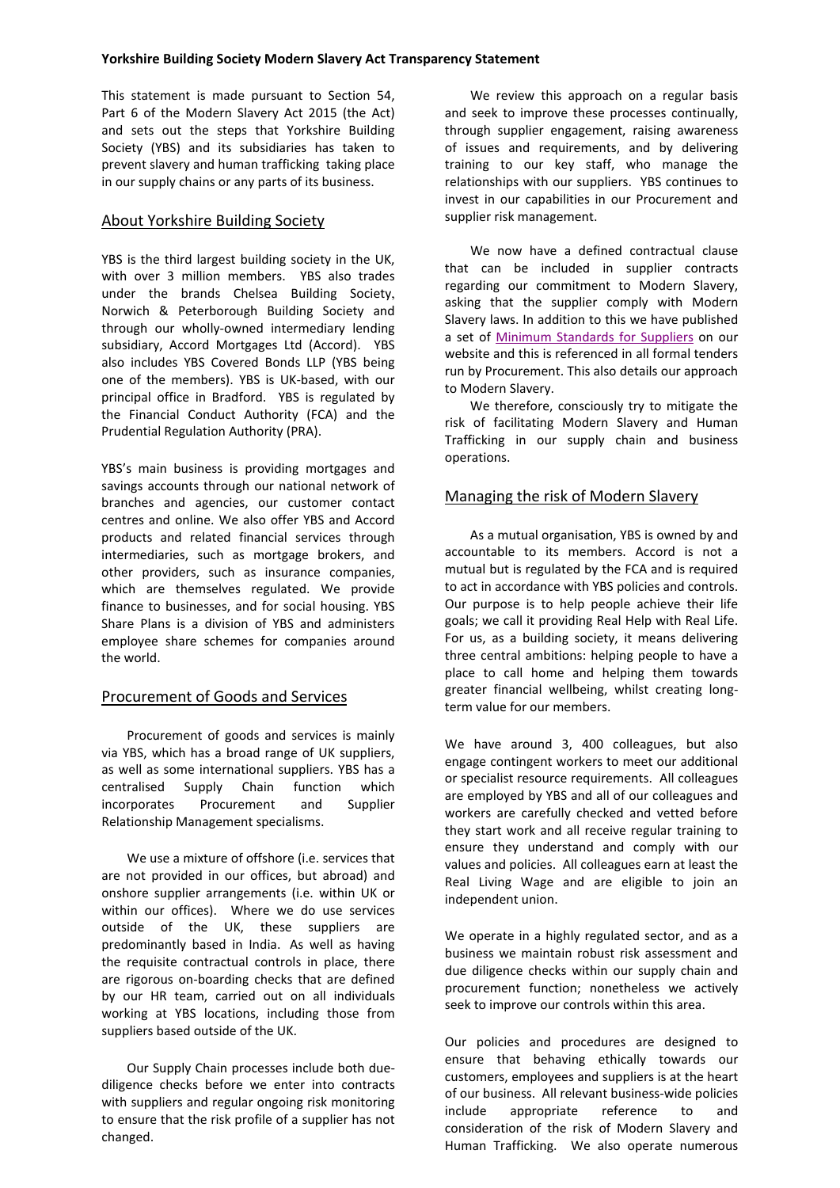# Yorkshire Building Society Modern Slavery Act Transparency Statement

This statement is made pursuant to Section 54, Part 6 of the Modern Slavery Act 2015 (the Act) and sets out the steps that Yorkshire Building Society (YBS) and its subsidiaries has taken to prevent slavery and human trafficking taking place in our supply chains or any parts of its business.

## About Yorkshire Building Society

YBS is the third largest building society in the UK, with over 3 million members. YBS also trades under the brands Chelsea Building Society, Norwich & Peterborough Building Society and through our wholly-owned intermediary lending subsidiary, Accord Mortgages Ltd (Accord). YBS also includes YBS Covered Bonds LLP (YBS being one of the members). YBS is UK-based, with our principal office in Bradford. YBS is regulated by the Financial Conduct Authority (FCA) and the Prudential Regulation Authority (PRA).

YBS's main business is providing mortgages and savings accounts through our national network of branches and agencies, our customer contact centres and online. We also offer YBS and Accord products and related financial services through intermediaries, such as mortgage brokers, and other providers, such as insurance companies, which are themselves regulated. We provide finance to businesses, and for social housing. YBS Share Plans is a division of YBS and administers employee share schemes for companies around the world.

## Procurement of Goods and Services

Procurement of goods and services is mainly via YBS, which has a broad range of UK suppliers, as well as some international suppliers. YBS has a centralised Supply Chain function which incorporates Procurement and Supplier Relationship Management specialisms.

We use a mixture of offshore (i.e. services that are not provided in our offices, but abroad) and onshore supplier arrangements (i.e. within UK or within our offices). Where we do use services outside of the UK, these suppliers are predominantly based in India. As well as having the requisite contractual controls in place, there are rigorous on-boarding checks that are defined by our HR team, carried out on all individuals working at YBS locations, including those from suppliers based outside of the UK.

Our Supply Chain processes include both due-diligence checks before we enter into contracts with suppliers and regular ongoing risk monitoring to ensure that the risk profile of a supplier has not changed.

We review this approach on a regular basis and seek to improve these processes continually, through supplier engagement, raising awareness of issues and requirements, and by delivering training to our key staff, who manage the relationships with our suppliers. YBS continues to invest in our capabilities in our Procurement and supplier risk management.

We now have a defined contractual clause that can be included in supplier contracts regarding our commitment to Modern Slavery, asking that the supplier comply with Modern Slavery laws. In addition to this we have published a set of Minimum Standards for Suppliers on our website and this is referenced in all formal tenders run by Procurement. This also details our approach to Modern Slavery.

We therefore, consciously try to mitigate the risk of facilitating Modern Slavery and Human Trafficking in our supply chain and business operations.

## Managing the risk of Modern Slavery

As a mutual organisation, YBS is owned by and accountable to its members. Accord is not a mutual but is regulated by the FCA and is required to act in accordance with YBS policies and controls. Our purpose is to help people achieve their life goals; we call it providing Real Help with Real Life. For us, as a building society, it means delivering three central ambitions: helping people to have a place to call home and helping them towards greater financial wellbeing, whilst creating long-term value for our members.

We have around 3, 400 colleagues, but also engage contingent workers to meet our additional or specialist resource requirements. All colleagues are employed by YBS and all of our colleagues and workers are carefully checked and vetted before they start work and all receive regular training to ensure they understand and comply with our values and policies. All colleagues earn at least the Real Living Wage and are eligible to join an independent union.

We operate in a highly regulated sector, and as a business we maintain robust risk assessment and due diligence checks within our supply chain and procurement function; nonetheless we actively seek to improve our controls within this area.

Our policies and procedures are designed to ensure that behaving ethically towards our customers, employees and suppliers is at the heart of our business. All relevant business-wide policies include appropriate reference to and consideration of the risk of Modern Slavery and Human Trafficking. We also operate numerous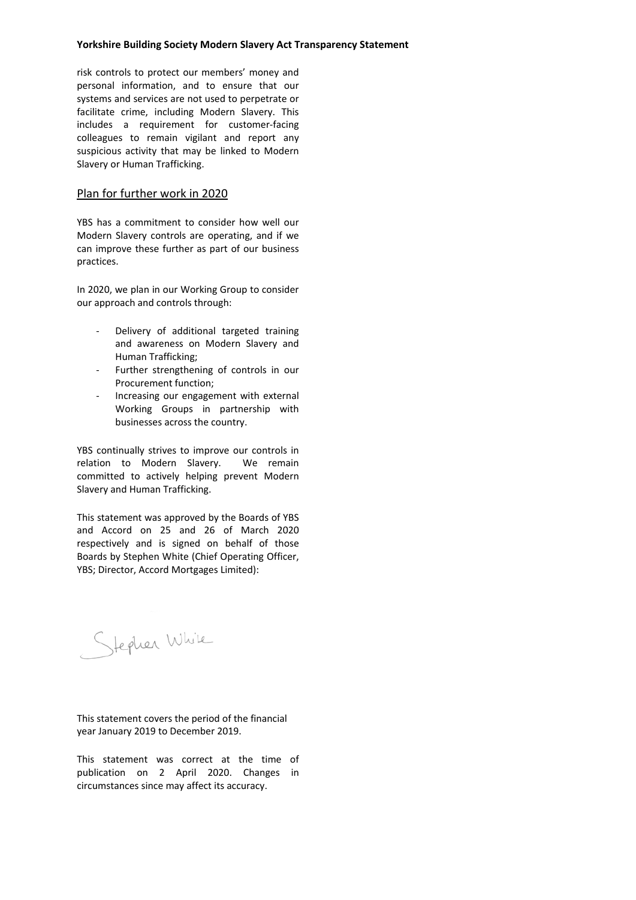risk controls to protect our members' money and personal information, and to ensure that our systems and services are not used to perpetrate or facilitate crime, including Modern Slavery. This includes a requirement for customer-facing colleagues to remain vigilant and report any suspicious activity that may be linked to Modern Slavery or Human Trafficking.

## Plan for further work in 2020

YBS has a commitment to consider how well our Modern Slavery controls are operating, and if we can improve these further as part of our business practices.

In 2020, we plan in our Working Group to consider our approach and controls through:

- Delivery of additional targeted training and awareness on Modern Slavery and Human Trafficking;
- Further strengthening of controls in our Procurement function;
- Increasing our engagement with external Working Groups in partnership with businesses across the country.

YBS continually strives to improve our controls in relation to Modern Slavery. We remain committed to actively helping prevent Modern Slavery and Human Trafficking.

This statement was approved by the Boards of YBS and Accord on 25 and 26 of March 2020 respectively and is signed on behalf of those Boards by Stephen White (Chief Operating Officer, YBS; Director, Accord Mortgages Limited):

Stephen White

This statement covers the period of the financial year January 2019 to December 2019.

This statement was correct at the time of publication on 2 April 2020. Changes in circumstances since may affect its accuracy.